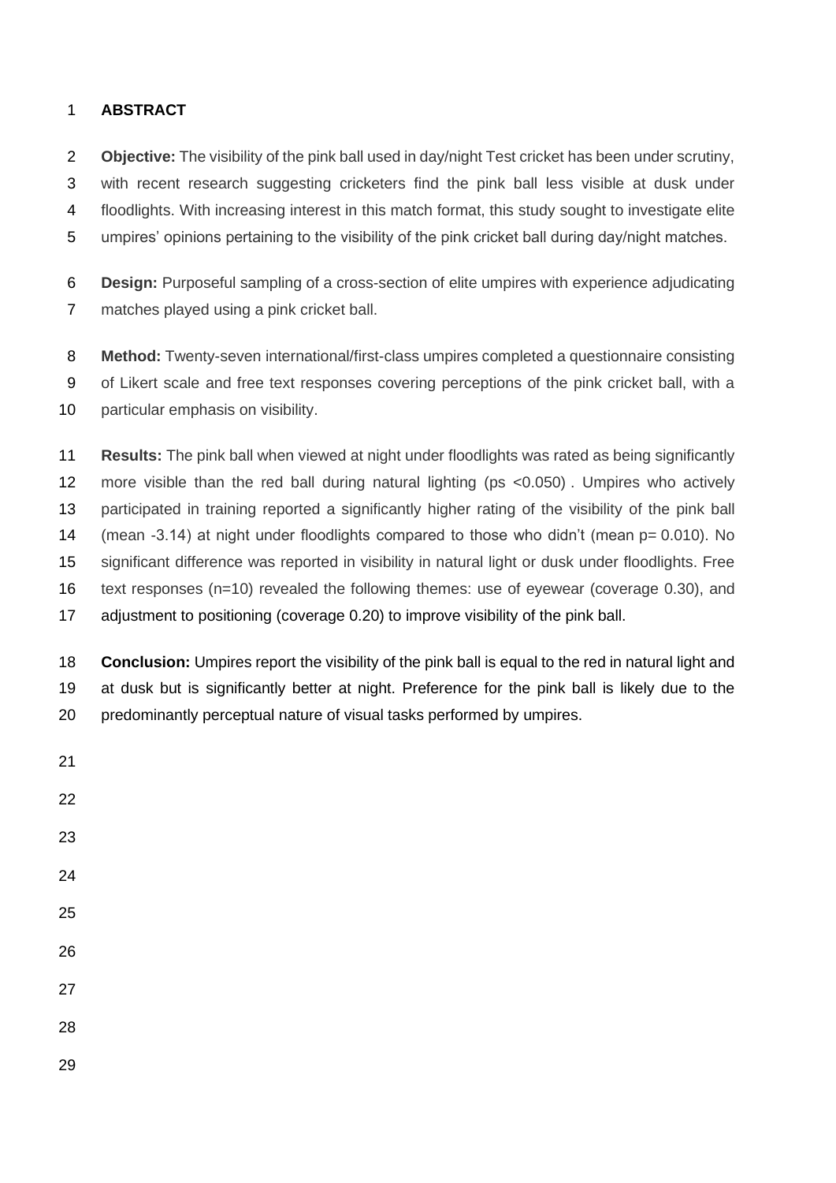## ABSTRACT

**Objective:** The visibility of the pink ball used in day/night Test cricket has been under scrutiny, with recent research suggesting cricketers find the pink ball less visible at dusk under floodlights. With increasing interest in this match format, this study sought to investigate elite umpires' opinions pertaining to the visibility of the pink cricket ball during day/night matches.

**Design:** Purposeful sampling of a cross-section of elite umpires with experience adjudicating matches played using a pink cricket ball.

**Method:** Twenty-seven international/first-class umpires completed a questionnaire consisting of Likert scale and free text responses covering perceptions of the pink cricket ball, with a particular emphasis on visibility.

**Results:** The pink ball when viewed at night under floodlights was rated as being significantly more visible than the red ball during natural lighting (ps <0.050) . Umpires who actively participated in training reported a significantly higher rating of the visibility of the pink ball (mean -3.14) at night under floodlights compared to those who didn't (mean p= 0.010). No significant difference was reported in visibility in natural light or dusk under floodlights. Free text responses (n=10) revealed the following themes: use of eyewear (coverage 0.30), and adjustment to positioning (coverage 0.20) to improve visibility of the pink ball.

**Conclusion:** Umpires report the visibility of the pink ball is equal to the red in natural light and at dusk but is significantly better at night. Preference for the pink ball is likely due to the predominantly perceptual nature of visual tasks performed by umpires.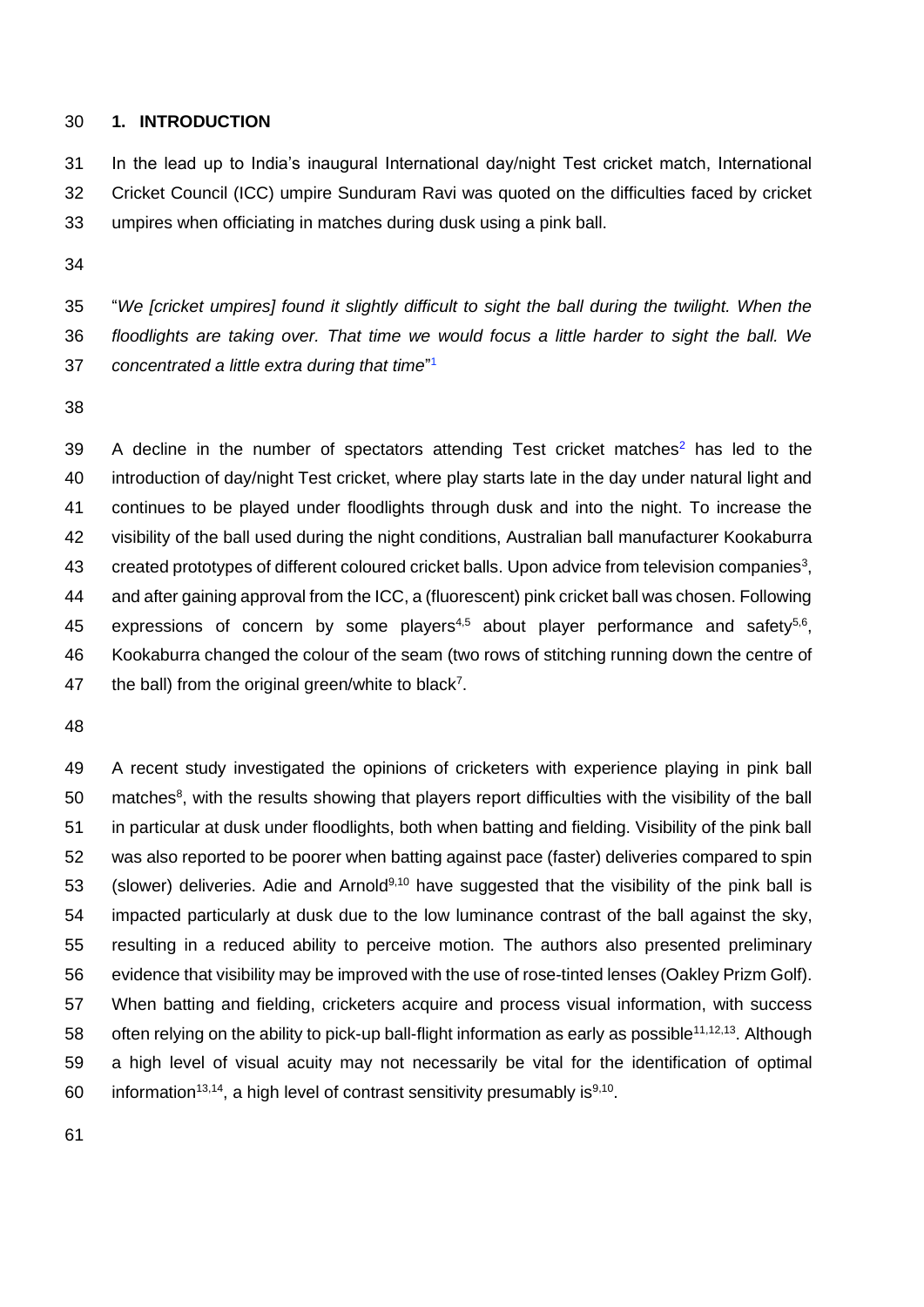## 1. INTRODUCTION

In the lead up to India's inaugural International day/night Test cricket match, International Cricket Council (ICC) umpire Sunduram Ravi was quoted on the difficulties faced by cricket umpires when officiating in matches during dusk using a pink ball.

"*We [cricket umpires] found it slightly difficult to sight the ball during the twilight. When the floodlights are taking over. That time we would focus a little harder to sight the ball. We concentrated a little extra during that time*"[1]

A decline in the number of spectators attending Test cricket matches[2] has led to the introduction of day/night Test cricket, where play starts late in the day under natural light and continues to be played under floodlights through dusk and into the night. To increase the visibility of the ball used during the night conditions, Australian ball manufacturer Kookaburra created prototypes of different coloured cricket balls. Upon advice from television companies[3], and after gaining approval from the ICC, a (fluorescent) pink cricket ball was chosen. Following expressions of concern by some players[4,5] about player performance and safety[5,6], Kookaburra changed the colour of the seam (two rows of stitching running down the centre of the ball) from the original green/white to black[7].

A recent study investigated the opinions of cricketers with experience playing in pink ball matches[8], with the results showing that players report difficulties with the visibility of the ball in particular at dusk under floodlights, both when batting and fielding. Visibility of the pink ball was also reported to be poorer when batting against pace (faster) deliveries compared to spin (slower) deliveries. Adie and Arnold[9,10] have suggested that the visibility of the pink ball is impacted particularly at dusk due to the low luminance contrast of the ball against the sky, resulting in a reduced ability to perceive motion. The authors also presented preliminary evidence that visibility may be improved with the use of rose-tinted lenses (Oakley Prizm Golf). When batting and fielding, cricketers acquire and process visual information, with success often relying on the ability to pick-up ball-flight information as early as possible[11,12,13]. Although a high level of visual acuity may not necessarily be vital for the identification of optimal information[13,14], a high level of contrast sensitivity presumably is[9,10].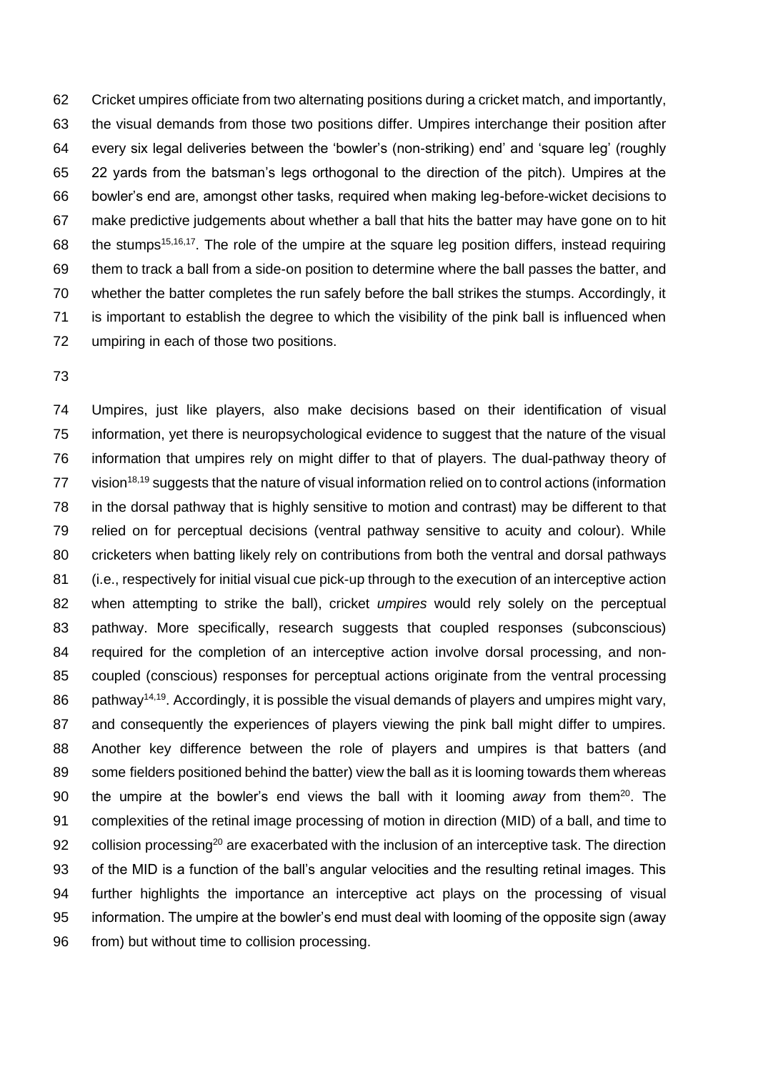Cricket umpires officiate from two alternating positions during a cricket match, and importantly, the visual demands from those two positions differ. Umpires interchange their position after every six legal deliveries between the 'bowler's (non-striking) end' and 'square leg' (roughly 22 yards from the batsman's legs orthogonal to the direction of the pitch). Umpires at the bowler's end are, amongst other tasks, required when making leg-before-wicket decisions to make predictive judgements about whether a ball that hits the batter may have gone on to hit the stumps[15,16,17]. The role of the umpire at the square leg position differs, instead requiring them to track a ball from a side-on position to determine where the ball passes the batter, and whether the batter completes the run safely before the ball strikes the stumps. Accordingly, it is important to establish the degree to which the visibility of the pink ball is influenced when umpiring in each of those two positions.

Umpires, just like players, also make decisions based on their identification of visual information, yet there is neuropsychological evidence to suggest that the nature of the visual information that umpires rely on might differ to that of players. The dual-pathway theory of vision[18,19] suggests that the nature of visual information relied on to control actions (information in the dorsal pathway that is highly sensitive to motion and contrast) may be different to that relied on for perceptual decisions (ventral pathway sensitive to acuity and colour). While cricketers when batting likely rely on contributions from both the ventral and dorsal pathways (i.e., respectively for initial visual cue pick-up through to the execution of an interceptive action when attempting to strike the ball), cricket *umpires* would rely solely on the perceptual pathway. More specifically, research suggests that coupled responses (subconscious) required for the completion of an interceptive action involve dorsal processing, and non-coupled (conscious) responses for perceptual actions originate from the ventral processing pathway[14,19]. Accordingly, it is possible the visual demands of players and umpires might vary, and consequently the experiences of players viewing the pink ball might differ to umpires. Another key difference between the role of players and umpires is that batters (and some fielders positioned behind the batter) view the ball as it is looming towards them whereas the umpire at the bowler's end views the ball with it looming *away* from them[20]. The complexities of the retinal image processing of motion in direction (MID) of a ball, and time to collision processing[20] are exacerbated with the inclusion of an interceptive task. The direction of the MID is a function of the ball's angular velocities and the resulting retinal images. This further highlights the importance an interceptive act plays on the processing of visual information. The umpire at the bowler's end must deal with looming of the opposite sign (away from) but without time to collision processing.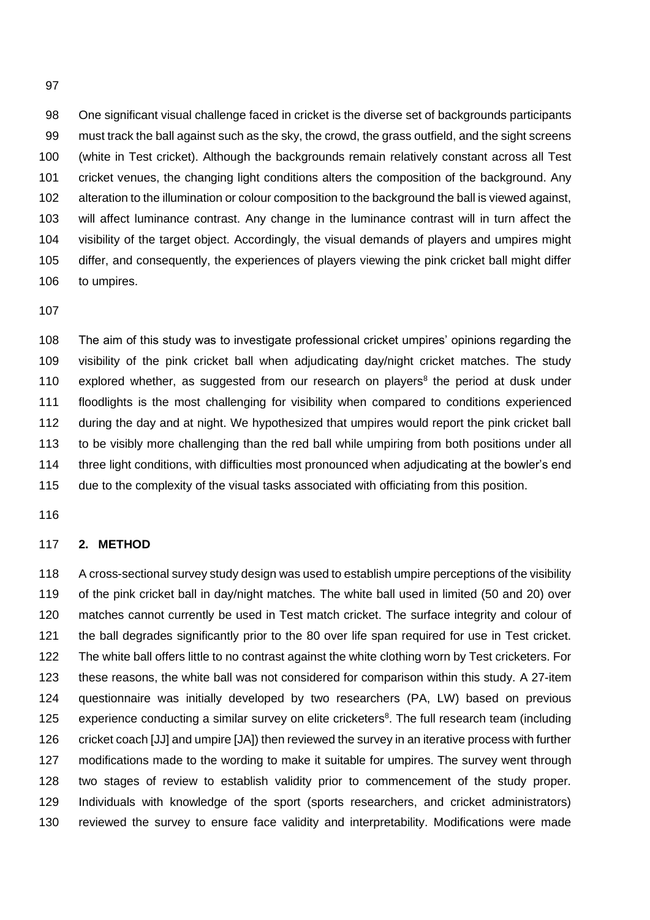One significant visual challenge faced in cricket is the diverse set of backgrounds participants must track the ball against such as the sky, the crowd, the grass outfield, and the sight screens (white in Test cricket). Although the backgrounds remain relatively constant across all Test cricket venues, the changing light conditions alters the composition of the background. Any alteration to the illumination or colour composition to the background the ball is viewed against, will affect luminance contrast. Any change in the luminance contrast will in turn affect the visibility of the target object. Accordingly, the visual demands of players and umpires might differ, and consequently, the experiences of players viewing the pink cricket ball might differ to umpires.

The aim of this study was to investigate professional cricket umpires' opinions regarding the visibility of the pink cricket ball when adjudicating day/night cricket matches. The study explored whether, as suggested from our research on players[8] the period at dusk under floodlights is the most challenging for visibility when compared to conditions experienced during the day and at night. We hypothesized that umpires would report the pink cricket ball to be visibly more challenging than the red ball while umpiring from both positions under all three light conditions, with difficulties most pronounced when adjudicating at the bowler's end due to the complexity of the visual tasks associated with officiating from this position.

## 2. METHOD

A cross-sectional survey study design was used to establish umpire perceptions of the visibility of the pink cricket ball in day/night matches. The white ball used in limited (50 and 20) over matches cannot currently be used in Test match cricket. The surface integrity and colour of the ball degrades significantly prior to the 80 over life span required for use in Test cricket. The white ball offers little to no contrast against the white clothing worn by Test cricketers. For these reasons, the white ball was not considered for comparison within this study. A 27-item questionnaire was initially developed by two researchers (PA, LW) based on previous experience conducting a similar survey on elite cricketers[8]. The full research team (including cricket coach [JJ] and umpire [JA]) then reviewed the survey in an iterative process with further modifications made to the wording to make it suitable for umpires. The survey went through two stages of review to establish validity prior to commencement of the study proper. Individuals with knowledge of the sport (sports researchers, and cricket administrators) reviewed the survey to ensure face validity and interpretability. Modifications were made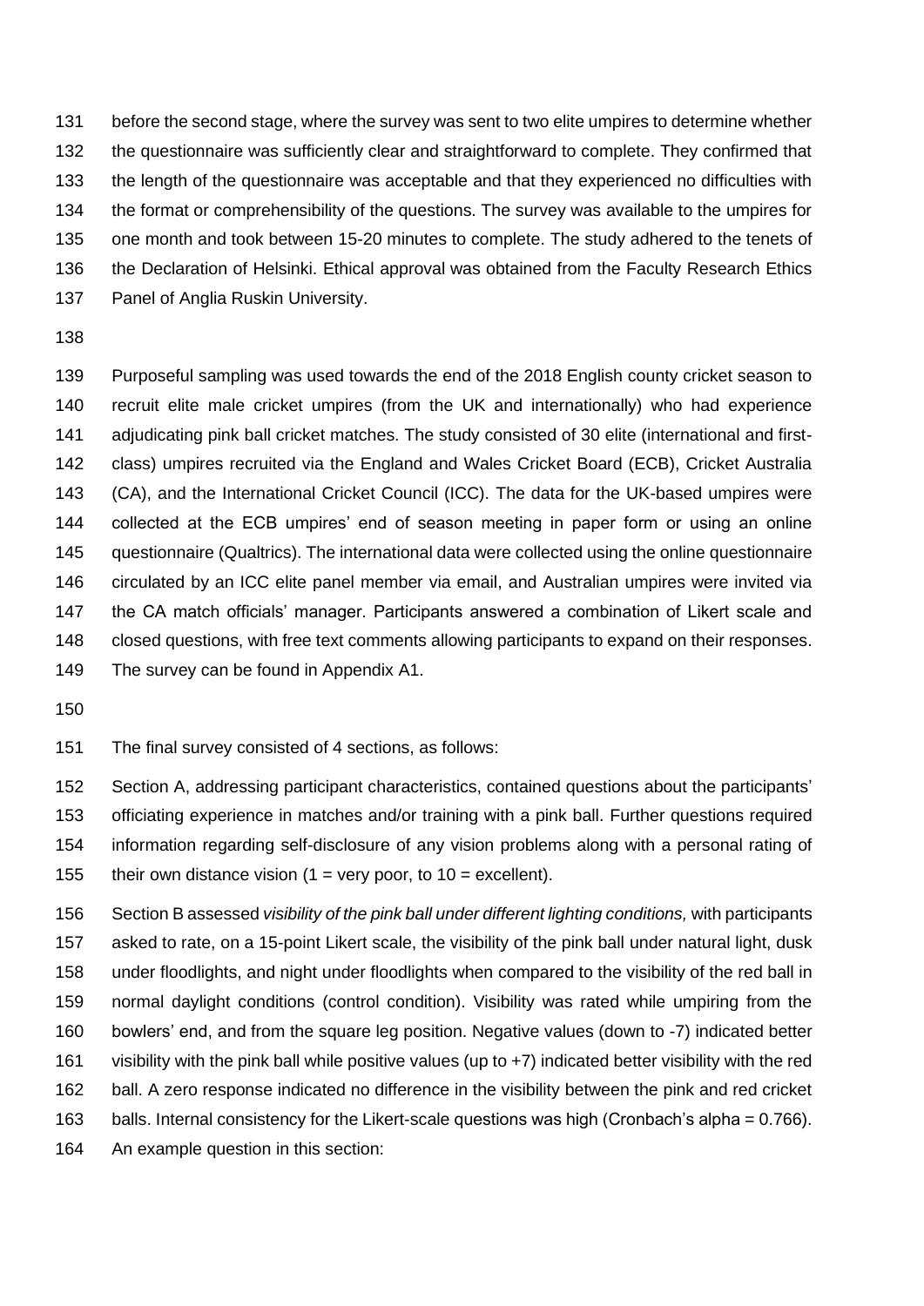before the second stage, where the survey was sent to two elite umpires to determine whether the questionnaire was sufficiently clear and straightforward to complete. They confirmed that the length of the questionnaire was acceptable and that they experienced no difficulties with the format or comprehensibility of the questions. The survey was available to the umpires for one month and took between 15-20 minutes to complete. The study adhered to the tenets of the Declaration of Helsinki. Ethical approval was obtained from the Faculty Research Ethics Panel of Anglia Ruskin University.

Purposeful sampling was used towards the end of the 2018 English county cricket season to recruit elite male cricket umpires (from the UK and internationally) who had experience adjudicating pink ball cricket matches. The study consisted of 30 elite (international and first-class) umpires recruited via the England and Wales Cricket Board (ECB), Cricket Australia (CA), and the International Cricket Council (ICC). The data for the UK-based umpires were collected at the ECB umpires' end of season meeting in paper form or using an online questionnaire (Qualtrics). The international data were collected using the online questionnaire circulated by an ICC elite panel member via email, and Australian umpires were invited via the CA match officials' manager. Participants answered a combination of Likert scale and closed questions, with free text comments allowing participants to expand on their responses. The survey can be found in Appendix A1.

The final survey consisted of 4 sections, as follows:

Section A, addressing participant characteristics, contained questions about the participants' officiating experience in matches and/or training with a pink ball. Further questions required information regarding self-disclosure of any vision problems along with a personal rating of their own distance vision (1 = very poor, to 10 = excellent).

Section B assessed *visibility of the pink ball under different lighting conditions,* with participants asked to rate, on a 15-point Likert scale, the visibility of the pink ball under natural light, dusk under floodlights, and night under floodlights when compared to the visibility of the red ball in normal daylight conditions (control condition). Visibility was rated while umpiring from the bowlers' end, and from the square leg position. Negative values (down to -7) indicated better visibility with the pink ball while positive values (up to +7) indicated better visibility with the red ball. A zero response indicated no difference in the visibility between the pink and red cricket balls. Internal consistency for the Likert-scale questions was high (Cronbach's alpha = 0.766). An example question in this section: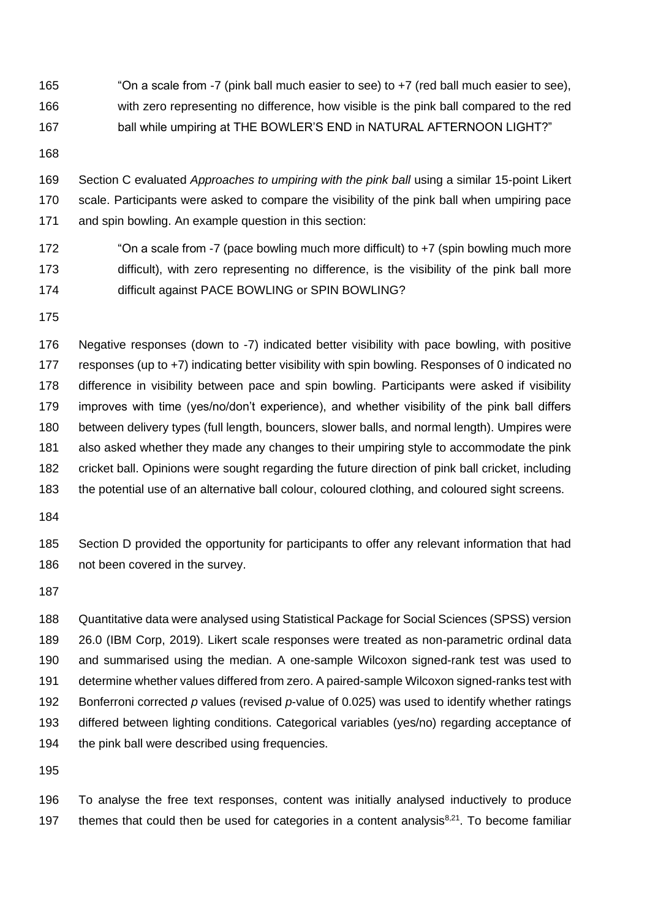> "On a scale from -7 (pink ball much easier to see) to +7 (red ball much easier to see), with zero representing no difference, how visible is the pink ball compared to the red ball while umpiring at THE BOWLER'S END in NATURAL AFTERNOON LIGHT?"

Section C evaluated *Approaches to umpiring with the pink ball* using a similar 15-point Likert scale. Participants were asked to compare the visibility of the pink ball when umpiring pace and spin bowling. An example question in this section:

> "On a scale from -7 (pace bowling much more difficult) to +7 (spin bowling much more difficult), with zero representing no difference, is the visibility of the pink ball more difficult against PACE BOWLING or SPIN BOWLING?

Negative responses (down to -7) indicated better visibility with pace bowling, with positive responses (up to +7) indicating better visibility with spin bowling. Responses of 0 indicated no difference in visibility between pace and spin bowling. Participants were asked if visibility improves with time (yes/no/don't experience), and whether visibility of the pink ball differs between delivery types (full length, bouncers, slower balls, and normal length). Umpires were also asked whether they made any changes to their umpiring style to accommodate the pink cricket ball. Opinions were sought regarding the future direction of pink ball cricket, including the potential use of an alternative ball colour, coloured clothing, and coloured sight screens.

Section D provided the opportunity for participants to offer any relevant information that had not been covered in the survey.

Quantitative data were analysed using Statistical Package for Social Sciences (SPSS) version 26.0 (IBM Corp, 2019). Likert scale responses were treated as non-parametric ordinal data and summarised using the median. A one-sample Wilcoxon signed-rank test was used to determine whether values differed from zero. A paired-sample Wilcoxon signed-ranks test with Bonferroni corrected *p* values (revised *p*-value of 0.025) was used to identify whether ratings differed between lighting conditions. Categorical variables (yes/no) regarding acceptance of the pink ball were described using frequencies.

To analyse the free text responses, content was initially analysed inductively to produce themes that could then be used for categories in a content analysis[8,21]. To become familiar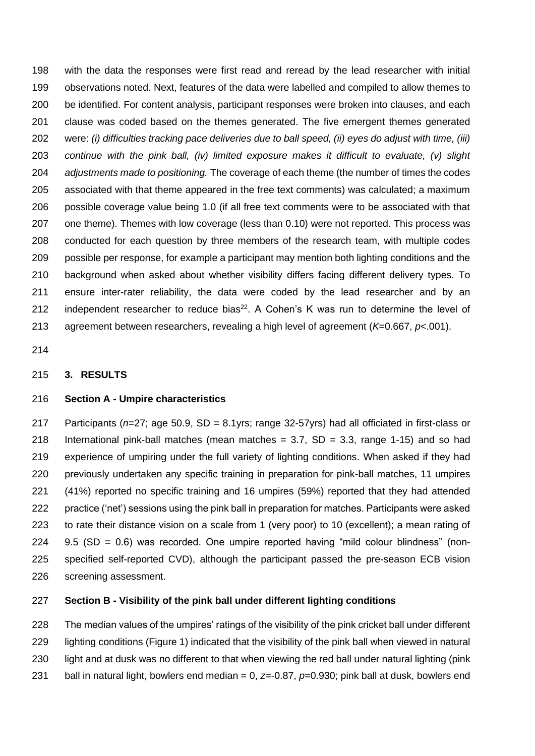with the data the responses were first read and reread by the lead researcher with initial observations noted. Next, features of the data were labelled and compiled to allow themes to be identified. For content analysis, participant responses were broken into clauses, and each clause was coded based on the themes generated. The five emergent themes generated were: *(i) difficulties tracking pace deliveries due to ball speed, (ii) eyes do adjust with time, (iii) continue with the pink ball, (iv) limited exposure makes it difficult to evaluate, (v) slight adjustments made to positioning.* The coverage of each theme (the number of times the codes associated with that theme appeared in the free text comments) was calculated; a maximum possible coverage value being 1.0 (if all free text comments were to be associated with that one theme). Themes with low coverage (less than 0.10) were not reported. This process was conducted for each question by three members of the research team, with multiple codes possible per response, for example a participant may mention both lighting conditions and the background when asked about whether visibility differs facing different delivery types. To ensure inter-rater reliability, the data were coded by the lead researcher and by an independent researcher to reduce bias[22]. A Cohen's K was run to determine the level of agreement between researchers, revealing a high level of agreement ($K$=0.667, $p$<.001).

## 3. RESULTS

### Section A - Umpire characteristics

Participants ($n$=27; age 50.9, SD = 8.1yrs; range 32-57yrs) had all officiated in first-class or International pink-ball matches (mean matches = 3.7, SD = 3.3, range 1-15) and so had experience of umpiring under the full variety of lighting conditions. When asked if they had previously undertaken any specific training in preparation for pink-ball matches, 11 umpires (41%) reported no specific training and 16 umpires (59%) reported that they had attended practice ('net') sessions using the pink ball in preparation for matches. Participants were asked to rate their distance vision on a scale from 1 (very poor) to 10 (excellent); a mean rating of 9.5 (SD = 0.6) was recorded. One umpire reported having "mild colour blindness" (non-specified self-reported CVD), although the participant passed the pre-season ECB vision screening assessment.

### Section B - Visibility of the pink ball under different lighting conditions

The median values of the umpires' ratings of the visibility of the pink cricket ball under different lighting conditions (Figure 1) indicated that the visibility of the pink ball when viewed in natural light and at dusk was no different to that when viewing the red ball under natural lighting (pink ball in natural light, bowlers end median = 0, $z$=-0.87, $p$=0.930; pink ball at dusk, bowlers end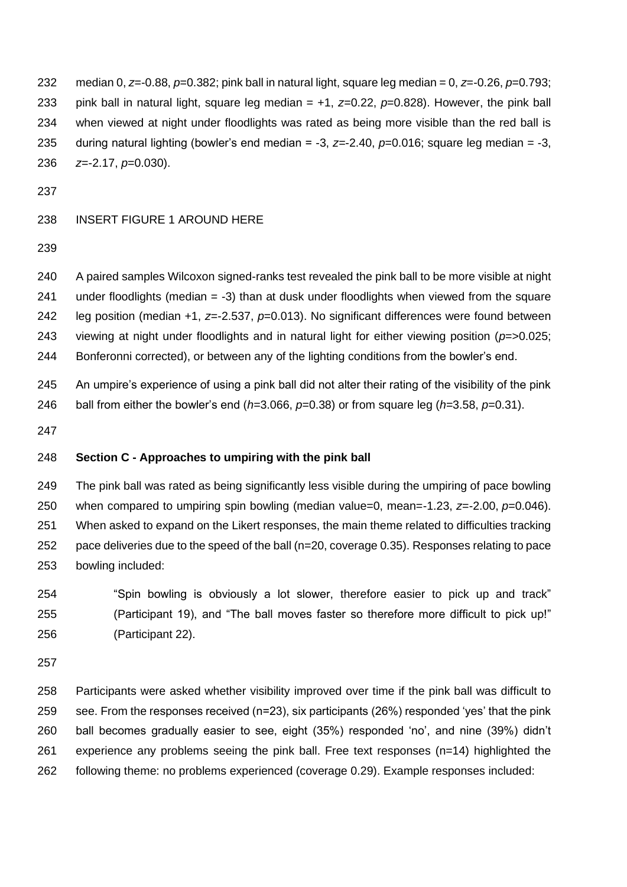median 0, $z$=-0.88, $p$=0.382; pink ball in natural light, square leg median = 0, $z$=-0.26, $p$=0.793; pink ball in natural light, square leg median = +1, $z$=0.22, $p$=0.828). However, the pink ball when viewed at night under floodlights was rated as being more visible than the red ball is during natural lighting (bowler's end median = -3, $z$=-2.40, $p$=0.016; square leg median = -3, $z$=-2.17, $p$=0.030).

INSERT FIGURE 1 AROUND HERE

A paired samples Wilcoxon signed-ranks test revealed the pink ball to be more visible at night under floodlights (median = -3) than at dusk under floodlights when viewed from the square leg position (median +1, $z$=-2.537, $p$=0.013). No significant differences were found between viewing at night under floodlights and in natural light for either viewing position ($p$=>0.025; Bonferonni corrected), or between any of the lighting conditions from the bowler's end.

An umpire's experience of using a pink ball did not alter their rating of the visibility of the pink ball from either the bowler's end ($h$=3.066, $p$=0.38) or from square leg ($h$=3.58, $p$=0.31).

**Section C - Approaches to umpiring with the pink ball**

The pink ball was rated as being significantly less visible during the umpiring of pace bowling when compared to umpiring spin bowling (median value=0, mean=-1.23, $z$=-2.00, $p$=0.046). When asked to expand on the Likert responses, the main theme related to difficulties tracking pace deliveries due to the speed of the ball (n=20, coverage 0.35). Responses relating to pace bowling included:

> "Spin bowling is obviously a lot slower, therefore easier to pick up and track" (Participant 19), and "The ball moves faster so therefore more difficult to pick up!" (Participant 22).

Participants were asked whether visibility improved over time if the pink ball was difficult to see. From the responses received (n=23), six participants (26%) responded 'yes' that the pink ball becomes gradually easier to see, eight (35%) responded 'no', and nine (39%) didn't experience any problems seeing the pink ball. Free text responses (n=14) highlighted the following theme: no problems experienced (coverage 0.29). Example responses included: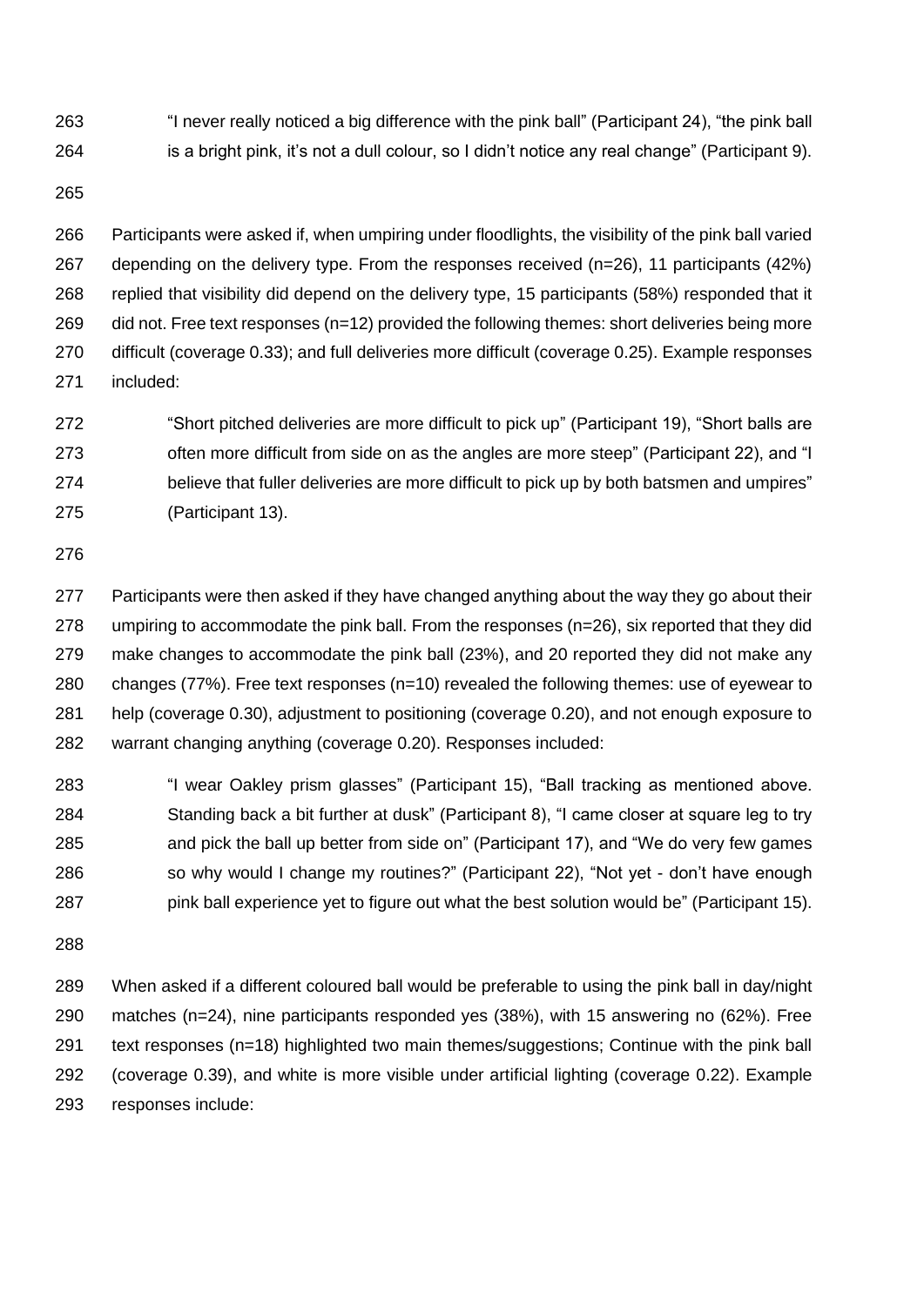> "I never really noticed a big difference with the pink ball" (Participant 24), "the pink ball is a bright pink, it's not a dull colour, so I didn't notice any real change" (Participant 9).

Participants were asked if, when umpiring under floodlights, the visibility of the pink ball varied depending on the delivery type. From the responses received (n=26), 11 participants (42%) replied that visibility did depend on the delivery type, 15 participants (58%) responded that it did not. Free text responses (n=12) provided the following themes: short deliveries being more difficult (coverage 0.33); and full deliveries more difficult (coverage 0.25). Example responses included:

> "Short pitched deliveries are more difficult to pick up" (Participant 19), "Short balls are often more difficult from side on as the angles are more steep" (Participant 22), and "I believe that fuller deliveries are more difficult to pick up by both batsmen and umpires" (Participant 13).

Participants were then asked if they have changed anything about the way they go about their umpiring to accommodate the pink ball. From the responses (n=26), six reported that they did make changes to accommodate the pink ball (23%), and 20 reported they did not make any changes (77%). Free text responses (n=10) revealed the following themes: use of eyewear to help (coverage 0.30), adjustment to positioning (coverage 0.20), and not enough exposure to warrant changing anything (coverage 0.20). Responses included:

> "I wear Oakley prism glasses" (Participant 15), "Ball tracking as mentioned above. Standing back a bit further at dusk" (Participant 8), "I came closer at square leg to try and pick the ball up better from side on" (Participant 17), and "We do very few games so why would I change my routines?" (Participant 22), "Not yet - don't have enough pink ball experience yet to figure out what the best solution would be" (Participant 15).

When asked if a different coloured ball would be preferable to using the pink ball in day/night matches (n=24), nine participants responded yes (38%), with 15 answering no (62%). Free text responses (n=18) highlighted two main themes/suggestions; Continue with the pink ball (coverage 0.39), and white is more visible under artificial lighting (coverage 0.22). Example responses include: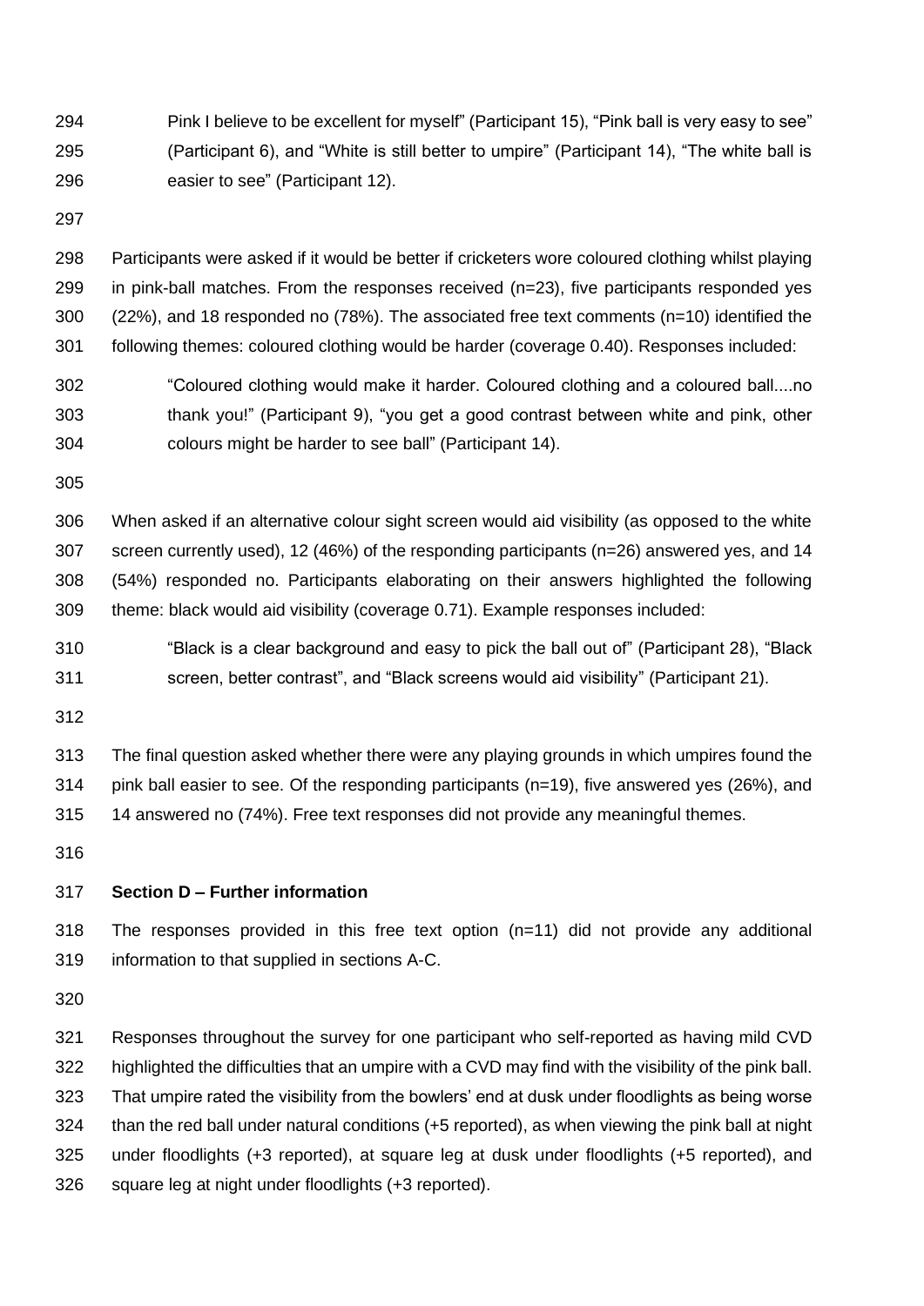> Pink I believe to be excellent for myself" (Participant 15), "Pink ball is very easy to see" (Participant 6), and "White is still better to umpire" (Participant 14), "The white ball is easier to see" (Participant 12).

Participants were asked if it would be better if cricketers wore coloured clothing whilst playing in pink-ball matches. From the responses received (n=23), five participants responded yes (22%), and 18 responded no (78%). The associated free text comments (n=10) identified the following themes: coloured clothing would be harder (coverage 0.40). Responses included:

> "Coloured clothing would make it harder. Coloured clothing and a coloured ball....no thank you!" (Participant 9), "you get a good contrast between white and pink, other colours might be harder to see ball" (Participant 14).

When asked if an alternative colour sight screen would aid visibility (as opposed to the white screen currently used), 12 (46%) of the responding participants (n=26) answered yes, and 14 (54%) responded no. Participants elaborating on their answers highlighted the following theme: black would aid visibility (coverage 0.71). Example responses included:

> "Black is a clear background and easy to pick the ball out of" (Participant 28), "Black screen, better contrast", and "Black screens would aid visibility" (Participant 21).

The final question asked whether there were any playing grounds in which umpires found the pink ball easier to see. Of the responding participants (n=19), five answered yes (26%), and 14 answered no (74%). Free text responses did not provide any meaningful themes.

**Section D – Further information**

The responses provided in this free text option (n=11) did not provide any additional information to that supplied in sections A-C.

Responses throughout the survey for one participant who self-reported as having mild CVD highlighted the difficulties that an umpire with a CVD may find with the visibility of the pink ball. That umpire rated the visibility from the bowlers' end at dusk under floodlights as being worse than the red ball under natural conditions (+5 reported), as when viewing the pink ball at night under floodlights (+3 reported), at square leg at dusk under floodlights (+5 reported), and square leg at night under floodlights (+3 reported).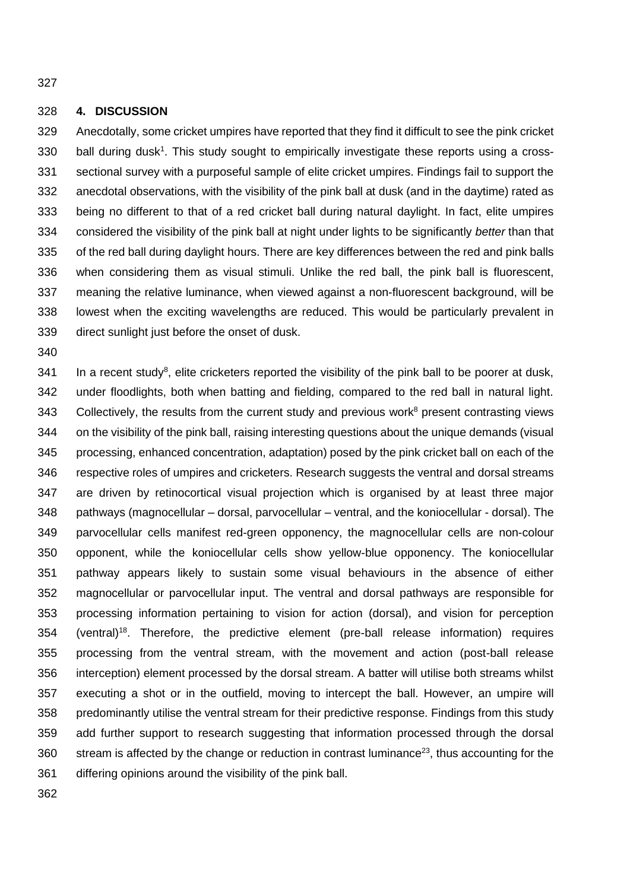## 4. DISCUSSION

Anecdotally, some cricket umpires have reported that they find it difficult to see the pink cricket ball during dusk[1]. This study sought to empirically investigate these reports using a cross-sectional survey with a purposeful sample of elite cricket umpires. Findings fail to support the anecdotal observations, with the visibility of the pink ball at dusk (and in the daytime) rated as being no different to that of a red cricket ball during natural daylight. In fact, elite umpires considered the visibility of the pink ball at night under lights to be significantly *better* than that of the red ball during daylight hours. There are key differences between the red and pink balls when considering them as visual stimuli. Unlike the red ball, the pink ball is fluorescent, meaning the relative luminance, when viewed against a non-fluorescent background, will be lowest when the exciting wavelengths are reduced. This would be particularly prevalent in direct sunlight just before the onset of dusk.

In a recent study[8], elite cricketers reported the visibility of the pink ball to be poorer at dusk, under floodlights, both when batting and fielding, compared to the red ball in natural light. Collectively, the results from the current study and previous work[8] present contrasting views on the visibility of the pink ball, raising interesting questions about the unique demands (visual processing, enhanced concentration, adaptation) posed by the pink cricket ball on each of the respective roles of umpires and cricketers. Research suggests the ventral and dorsal streams are driven by retinocortical visual projection which is organised by at least three major pathways (magnocellular – dorsal, parvocellular – ventral, and the koniocellular - dorsal). The parvocellular cells manifest red-green opponency, the magnocellular cells are non-colour opponent, while the koniocellular cells show yellow-blue opponency. The koniocellular pathway appears likely to sustain some visual behaviours in the absence of either magnocellular or parvocellular input. The ventral and dorsal pathways are responsible for processing information pertaining to vision for action (dorsal), and vision for perception (ventral)[18]. Therefore, the predictive element (pre-ball release information) requires processing from the ventral stream, with the movement and action (post-ball release interception) element processed by the dorsal stream. A batter will utilise both streams whilst executing a shot or in the outfield, moving to intercept the ball. However, an umpire will predominantly utilise the ventral stream for their predictive response. Findings from this study add further support to research suggesting that information processed through the dorsal stream is affected by the change or reduction in contrast luminance[23], thus accounting for the differing opinions around the visibility of the pink ball.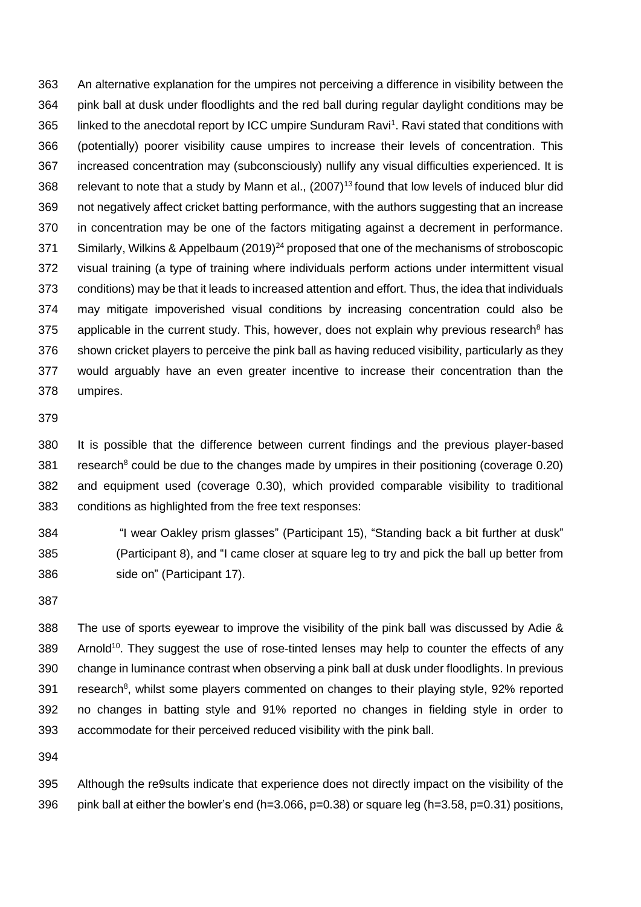An alternative explanation for the umpires not perceiving a difference in visibility between the pink ball at dusk under floodlights and the red ball during regular daylight conditions may be linked to the anecdotal report by ICC umpire Sunduram Ravi[1]. Ravi stated that conditions with (potentially) poorer visibility cause umpires to increase their levels of concentration. This increased concentration may (subconsciously) nullify any visual difficulties experienced. It is relevant to note that a study by Mann et al., (2007)[13] found that low levels of induced blur did not negatively affect cricket batting performance, with the authors suggesting that an increase in concentration may be one of the factors mitigating against a decrement in performance. Similarly, Wilkins & Appelbaum (2019)[24] proposed that one of the mechanisms of stroboscopic visual training (a type of training where individuals perform actions under intermittent visual conditions) may be that it leads to increased attention and effort. Thus, the idea that individuals may mitigate impoverished visual conditions by increasing concentration could also be applicable in the current study. This, however, does not explain why previous research[8] has shown cricket players to perceive the pink ball as having reduced visibility, particularly as they would arguably have an even greater incentive to increase their concentration than the umpires.

It is possible that the difference between current findings and the previous player-based research[8] could be due to the changes made by umpires in their positioning (coverage 0.20) and equipment used (coverage 0.30), which provided comparable visibility to traditional conditions as highlighted from the free text responses:

> "I wear Oakley prism glasses" (Participant 15), "Standing back a bit further at dusk" (Participant 8), and "I came closer at square leg to try and pick the ball up better from side on" (Participant 17).

The use of sports eyewear to improve the visibility of the pink ball was discussed by Adie & Arnold[10]. They suggest the use of rose-tinted lenses may help to counter the effects of any change in luminance contrast when observing a pink ball at dusk under floodlights. In previous research[8], whilst some players commented on changes to their playing style, 92% reported no changes in batting style and 91% reported no changes in fielding style in order to accommodate for their perceived reduced visibility with the pink ball.

Although the re9sults indicate that experience does not directly impact on the visibility of the pink ball at either the bowler's end ($h=3.066$, $p=0.38$) or square leg ($h=3.58$, $p=0.31$) positions,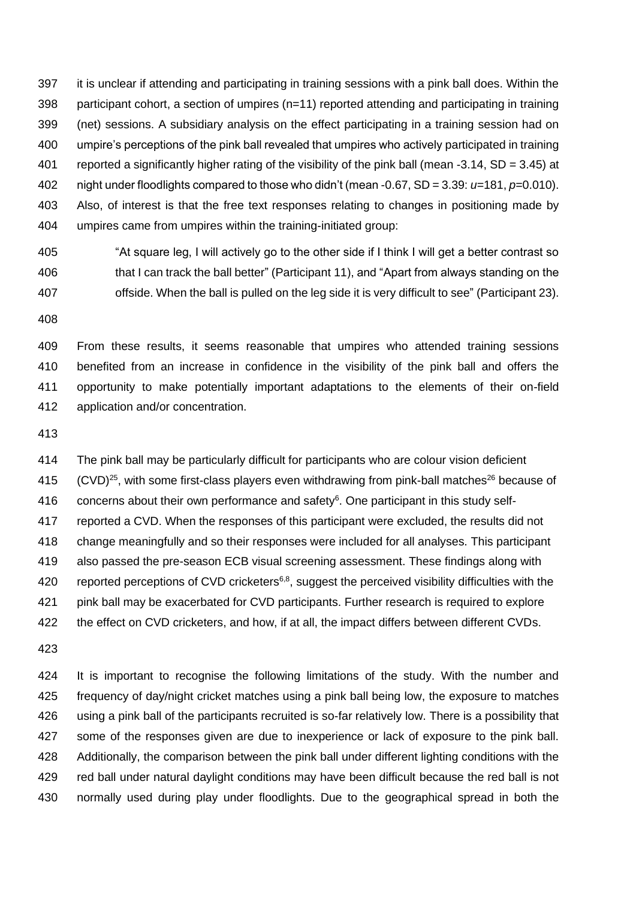it is unclear if attending and participating in training sessions with a pink ball does. Within the participant cohort, a section of umpires (n=11) reported attending and participating in training (net) sessions. A subsidiary analysis on the effect participating in a training session had on umpire's perceptions of the pink ball revealed that umpires who actively participated in training reported a significantly higher rating of the visibility of the pink ball (mean -3.14, SD = 3.45) at night under floodlights compared to those who didn't (mean -0.67, SD = 3.39: $u$=181, $p$=0.010). Also, of interest is that the free text responses relating to changes in positioning made by umpires came from umpires within the training-initiated group:

> "At square leg, I will actively go to the other side if I think I will get a better contrast so that I can track the ball better" (Participant 11), and "Apart from always standing on the offside. When the ball is pulled on the leg side it is very difficult to see" (Participant 23).

From these results, it seems reasonable that umpires who attended training sessions benefited from an increase in confidence in the visibility of the pink ball and offers the opportunity to make potentially important adaptations to the elements of their on-field application and/or concentration.

The pink ball may be particularly difficult for participants who are colour vision deficient (CVD)[25], with some first-class players even withdrawing from pink-ball matches[26] because of concerns about their own performance and safety[6]. One participant in this study self-reported a CVD. When the responses of this participant were excluded, the results did not change meaningfully and so their responses were included for all analyses. This participant also passed the pre-season ECB visual screening assessment. These findings along with reported perceptions of CVD cricketers[6,8], suggest the perceived visibility difficulties with the pink ball may be exacerbated for CVD participants. Further research is required to explore the effect on CVD cricketers, and how, if at all, the impact differs between different CVDs.

It is important to recognise the following limitations of the study. With the number and frequency of day/night cricket matches using a pink ball being low, the exposure to matches using a pink ball of the participants recruited is so-far relatively low. There is a possibility that some of the responses given are due to inexperience or lack of exposure to the pink ball. Additionally, the comparison between the pink ball under different lighting conditions with the red ball under natural daylight conditions may have been difficult because the red ball is not normally used during play under floodlights. Due to the geographical spread in both the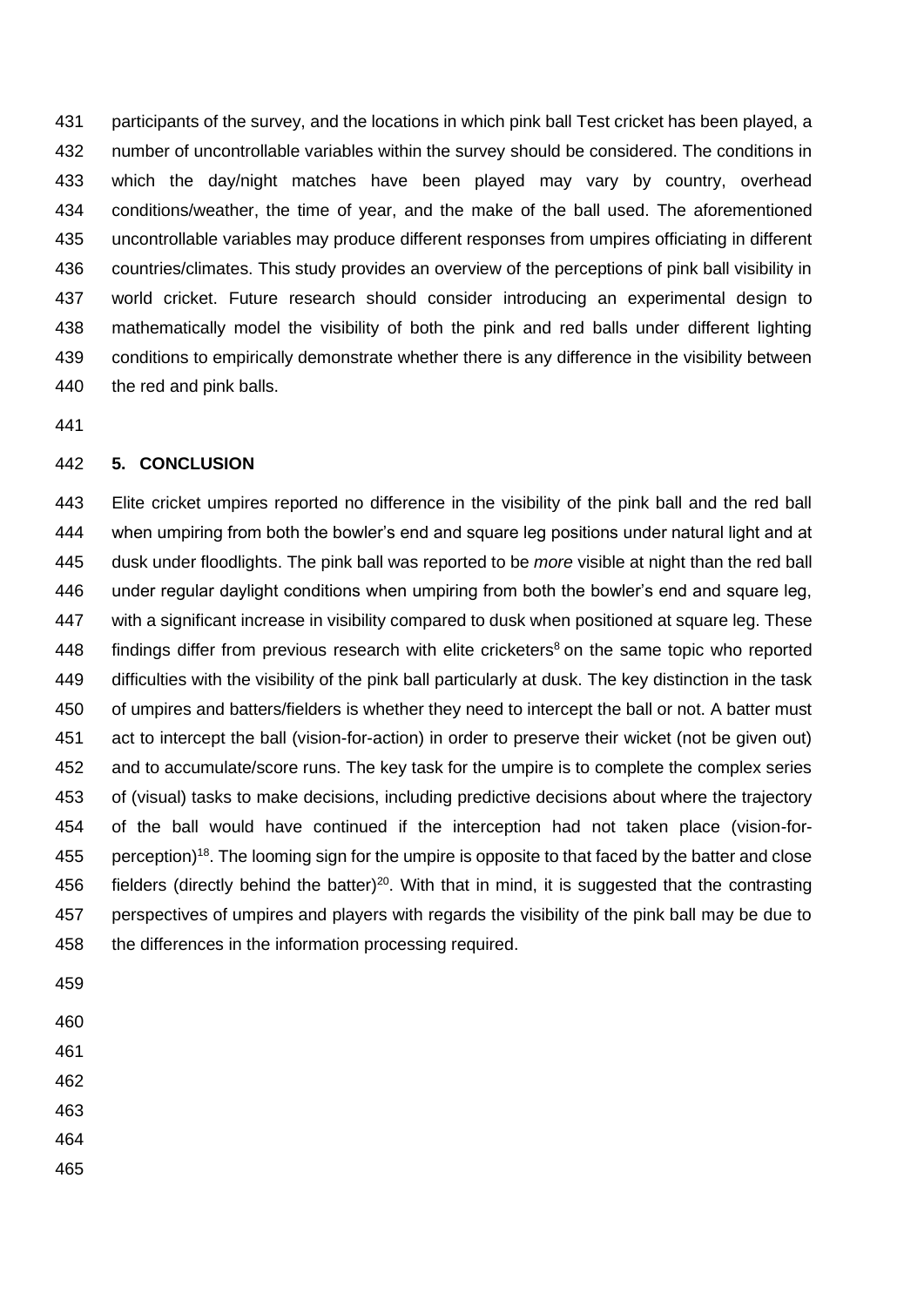participants of the survey, and the locations in which pink ball Test cricket has been played, a number of uncontrollable variables within the survey should be considered. The conditions in which the day/night matches have been played may vary by country, overhead conditions/weather, the time of year, and the make of the ball used. The aforementioned uncontrollable variables may produce different responses from umpires officiating in different countries/climates. This study provides an overview of the perceptions of pink ball visibility in world cricket. Future research should consider introducing an experimental design to mathematically model the visibility of both the pink and red balls under different lighting conditions to empirically demonstrate whether there is any difference in the visibility between the red and pink balls.

## 5. CONCLUSION

Elite cricket umpires reported no difference in the visibility of the pink ball and the red ball when umpiring from both the bowler's end and square leg positions under natural light and at dusk under floodlights. The pink ball was reported to be *more* visible at night than the red ball under regular daylight conditions when umpiring from both the bowler's end and square leg, with a significant increase in visibility compared to dusk when positioned at square leg. These findings differ from previous research with elite cricketers[8] on the same topic who reported difficulties with the visibility of the pink ball particularly at dusk. The key distinction in the task of umpires and batters/fielders is whether they need to intercept the ball or not. A batter must act to intercept the ball (vision-for-action) in order to preserve their wicket (not be given out) and to accumulate/score runs. The key task for the umpire is to complete the complex series of (visual) tasks to make decisions, including predictive decisions about where the trajectory of the ball would have continued if the interception had not taken place (vision-for-perception)[18]. The looming sign for the umpire is opposite to that faced by the batter and close fielders (directly behind the batter)[20]. With that in mind, it is suggested that the contrasting perspectives of umpires and players with regards the visibility of the pink ball may be due to the differences in the information processing required.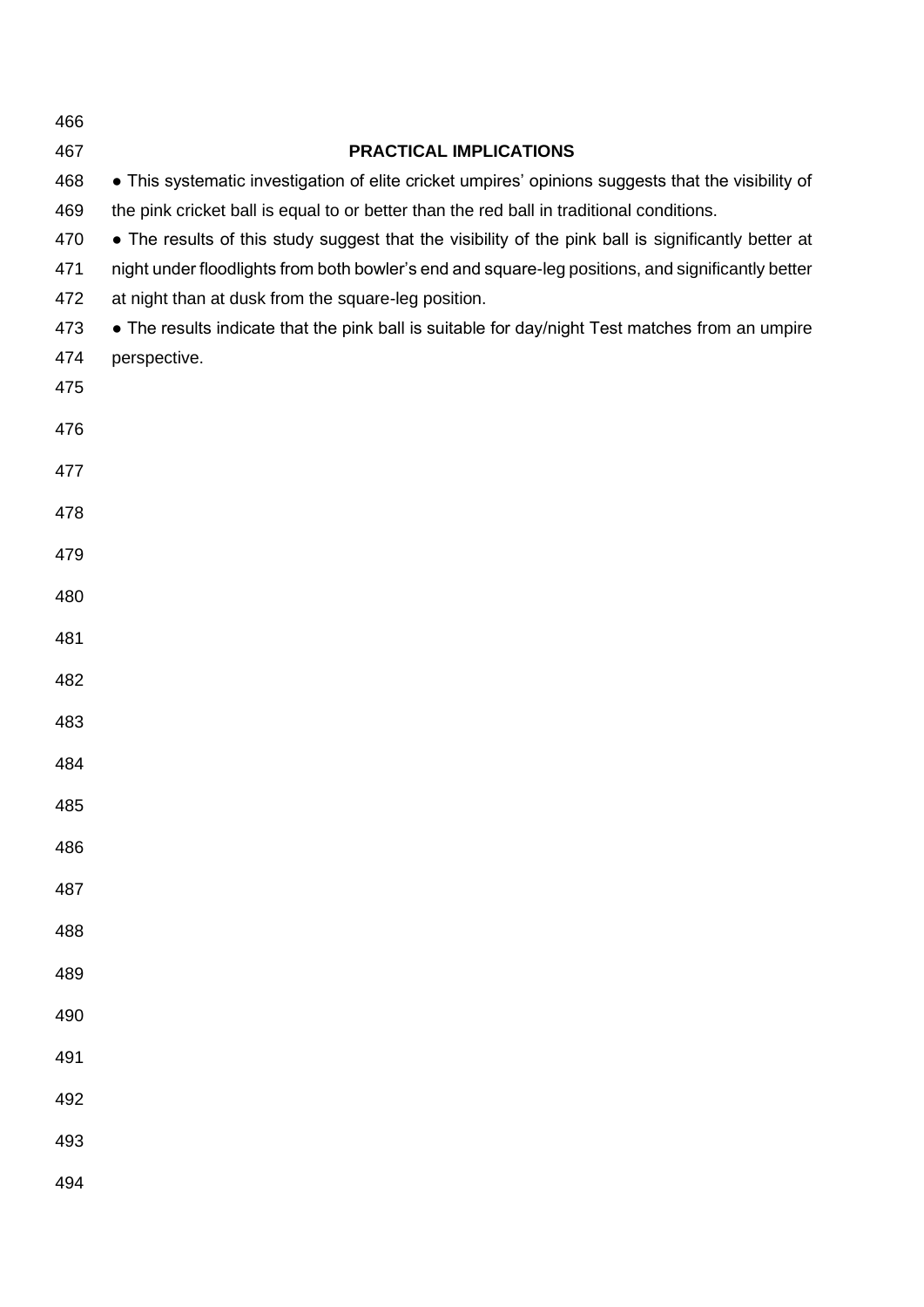## PRACTICAL IMPLICATIONS

- This systematic investigation of elite cricket umpires' opinions suggests that the visibility of the pink cricket ball is equal to or better than the red ball in traditional conditions.
- The results of this study suggest that the visibility of the pink ball is significantly better at night under floodlights from both bowler's end and square-leg positions, and significantly better at night than at dusk from the square-leg position.
- The results indicate that the pink ball is suitable for day/night Test matches from an umpire perspective.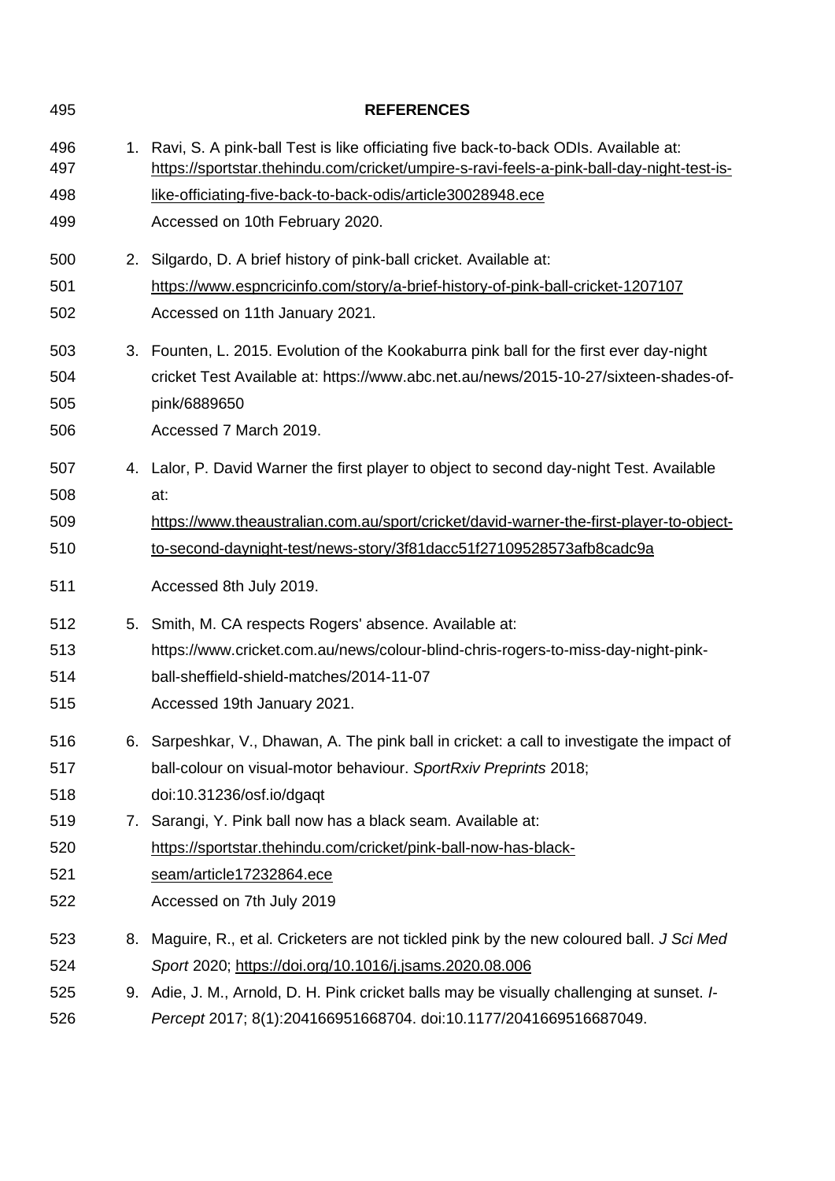## REFERENCES

1. Ravi, S. A pink-ball Test is like officiating five back-to-back ODIs. Available at: https://sportstar.thehindu.com/cricket/umpire-s-ravi-feels-a-pink-ball-day-night-test-is-like-officiating-five-back-to-back-odis/article30028948.ece
   Accessed on 10th February 2020.
2. Silgardo, D. A brief history of pink-ball cricket. Available at: https://www.espncricinfo.com/story/a-brief-history-of-pink-ball-cricket-1207107
   Accessed on 11th January 2021.
3. Founten, L. 2015. Evolution of the Kookaburra pink ball for the first ever day-night cricket Test Available at: https://www.abc.net.au/news/2015-10-27/sixteen-shades-of-pink/6889650
   Accessed 7 March 2019.
4. Lalor, P. David Warner the first player to object to second day-night Test. Available at: https://www.theaustralian.com.au/sport/cricket/david-warner-the-first-player-to-object-to-second-daynight-test/news-story/3f81dacc51f27109528573afb8cadc9a
   Accessed 8th July 2019.
5. Smith, M. CA respects Rogers' absence. Available at: https://www.cricket.com.au/news/colour-blind-chris-rogers-to-miss-day-night-pink-ball-sheffield-shield-matches/2014-11-07
   Accessed 19th January 2021.
6. Sarpeshkar, V., Dhawan, A. The pink ball in cricket: a call to investigate the impact of ball-colour on visual-motor behaviour. *SportRxiv Preprints* 2018; doi:10.31236/osf.io/dgaqt
7. Sarangi, Y. Pink ball now has a black seam. Available at: https://sportstar.thehindu.com/cricket/pink-ball-now-has-black-seam/article17232864.ece
   Accessed on 7th July 2019
8. Maguire, R., et al. Cricketers are not tickled pink by the new coloured ball. *J Sci Med Sport* 2020; https://doi.org/10.1016/j.jsams.2020.08.006
9. Adie, J. M., Arnold, D. H. Pink cricket balls may be visually challenging at sunset. *I-Percept* 2017; 8(1):204166951668704. doi:10.1177/2041669516687049.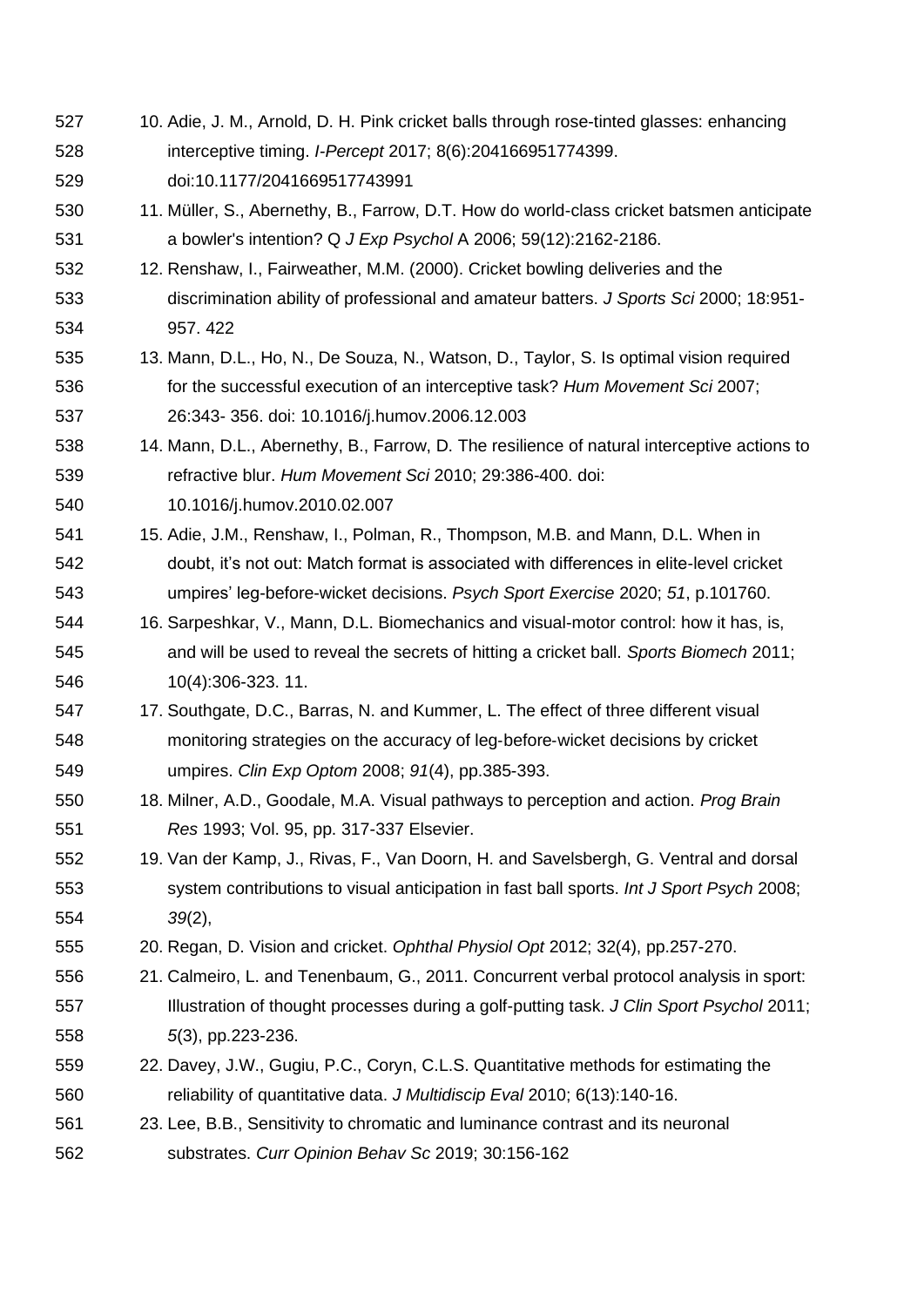10. Adie, J. M., Arnold, D. H. Pink cricket balls through rose-tinted glasses: enhancing interceptive timing. *I-Percept* 2017; 8(6):204166951774399. doi:10.1177/2041669517743991
11. Müller, S., Abernethy, B., Farrow, D.T. How do world-class cricket batsmen anticipate a bowler's intention? Q *J Exp Psychol* A 2006; 59(12):2162-2186.
12. Renshaw, I., Fairweather, M.M. (2000). Cricket bowling deliveries and the discrimination ability of professional and amateur batters. *J Sports Sci* 2000; 18:951-957. 422
13. Mann, D.L., Ho, N., De Souza, N., Watson, D., Taylor, S. Is optimal vision required for the successful execution of an interceptive task? *Hum Movement Sci* 2007; 26:343- 356. doi: 10.1016/j.humov.2006.12.003
14. Mann, D.L., Abernethy, B., Farrow, D. The resilience of natural interceptive actions to refractive blur. *Hum Movement Sci* 2010; 29:386-400. doi: 10.1016/j.humov.2010.02.007
15. Adie, J.M., Renshaw, I., Polman, R., Thompson, M.B. and Mann, D.L. When in doubt, it's not out: Match format is associated with differences in elite-level cricket umpires' leg-before-wicket decisions. *Psych Sport Exercise* 2020; *51*, p.101760.
16. Sarpeshkar, V., Mann, D.L. Biomechanics and visual-motor control: how it has, is, and will be used to reveal the secrets of hitting a cricket ball. *Sports Biomech* 2011; 10(4):306-323. 11.
17. Southgate, D.C., Barras, N. and Kummer, L. The effect of three different visual monitoring strategies on the accuracy of leg-before-wicket decisions by cricket umpires. *Clin Exp Optom* 2008; *91*(4), pp.385-393.
18. Milner, A.D., Goodale, M.A. Visual pathways to perception and action. *Prog Brain Res* 1993; Vol. 95, pp. 317-337 Elsevier.
19. Van der Kamp, J., Rivas, F., Van Doorn, H. and Savelsbergh, G. Ventral and dorsal system contributions to visual anticipation in fast ball sports. *Int J Sport Psych* 2008; *39*(2),
20. Regan, D. Vision and cricket. *Ophthal Physiol Opt* 2012; 32(4), pp.257-270.
21. Calmeiro, L. and Tenenbaum, G., 2011. Concurrent verbal protocol analysis in sport: Illustration of thought processes during a golf-putting task. *J Clin Sport Psychol* 2011; *5*(3), pp.223-236.
22. Davey, J.W., Gugiu, P.C., Coryn, C.L.S. Quantitative methods for estimating the reliability of quantitative data. *J Multidiscip Eval* 2010; 6(13):140-16.
23. Lee, B.B., Sensitivity to chromatic and luminance contrast and its neuronal substrates. *Curr Opinion Behav Sc* 2019; 30:156-162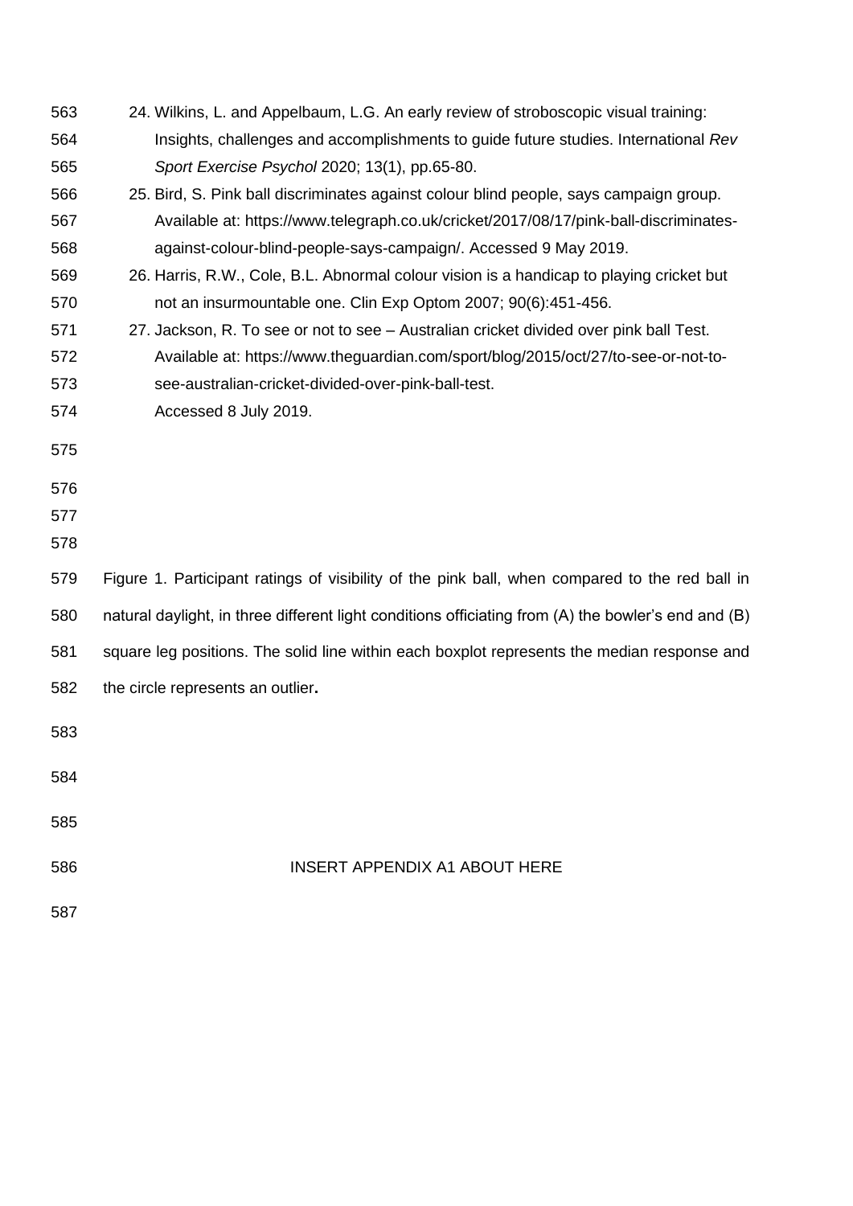24. Wilkins, L. and Appelbaum, L.G. An early review of stroboscopic visual training: Insights, challenges and accomplishments to guide future studies. International *Rev Sport Exercise Psychol* 2020; 13(1), pp.65-80.
25. Bird, S. Pink ball discriminates against colour blind people, says campaign group. Available at: https://www.telegraph.co.uk/cricket/2017/08/17/pink-ball-discriminates-against-colour-blind-people-says-campaign/. Accessed 9 May 2019.
26. Harris, R.W., Cole, B.L. Abnormal colour vision is a handicap to playing cricket but not an insurmountable one. Clin Exp Optom 2007; 90(6):451-456.
27. Jackson, R. To see or not to see – Australian cricket divided over pink ball Test. Available at: https://www.theguardian.com/sport/blog/2015/oct/27/to-see-or-not-to-see-australian-cricket-divided-over-pink-ball-test. Accessed 8 July 2019.

Figure 1. Participant ratings of visibility of the pink ball, when compared to the red ball in natural daylight, in three different light conditions officiating from (A) the bowler's end and (B) square leg positions. The solid line within each boxplot represents the median response and the circle represents an outlier**.**

INSERT APPENDIX A1 ABOUT HERE